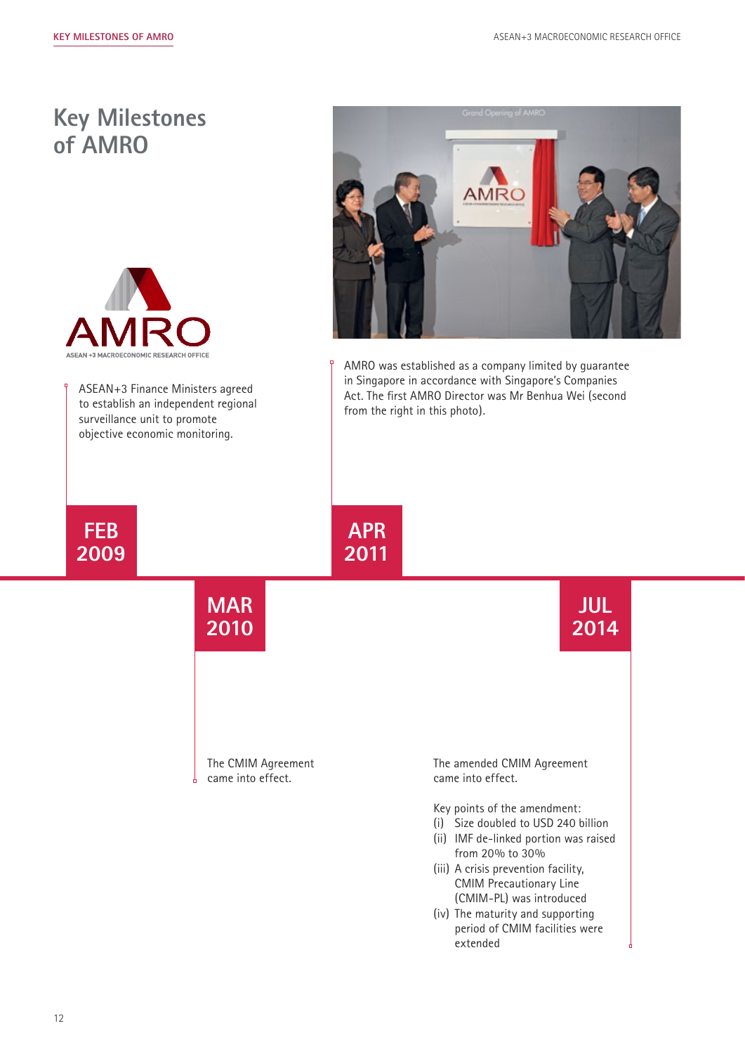# Key Milestones of AMRO

**FEB 2009**

ASEAN+3 Finance Ministers agreed to establish an independent regional surveillance unit to promote objective economic monitoring.

**MAR 2010**

The CMIM Agreement came into effect.

**APR 2011**

AMRO was established as a company limited by guarantee in Singapore in accordance with Singapore's Companies Act. The first AMRO Director was Mr Benhua Wei (second from the right in this photo).

**JUL 2014**

The amended CMIM Agreement came into effect.

Key points of the amendment:

(i) Size doubled to USD 240 billion
(ii) IMF de-linked portion was raised from 20% to 30%
(iii) A crisis prevention facility, CMIM Precautionary Line (CMIM-PL) was introduced
(iv) The maturity and supporting period of CMIM facilities were extended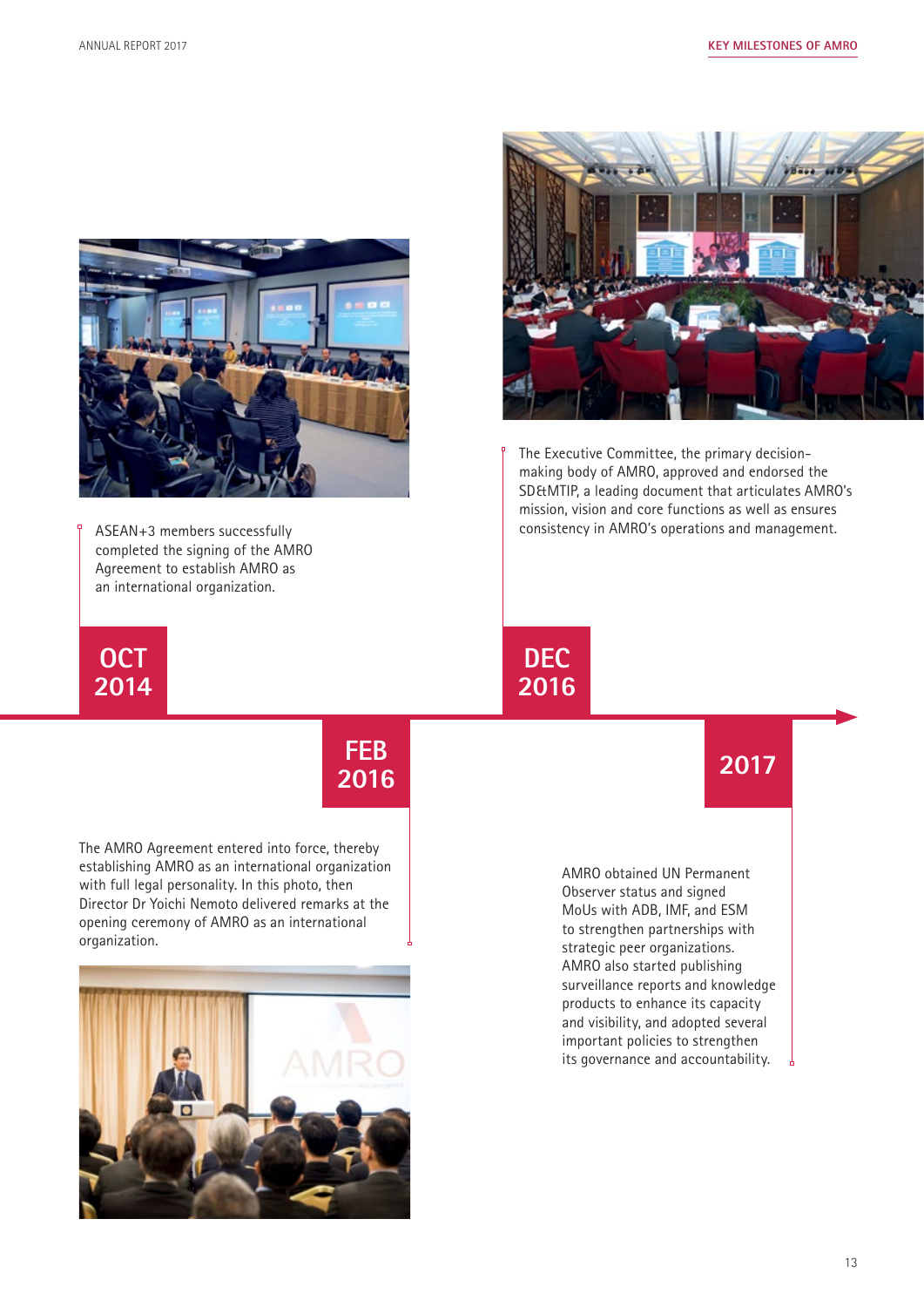## KEY MILESTONES OF AMRO

### OCT 2014

ASEAN+3 members successfully completed the signing of the AMRO Agreement to establish AMRO as an international organization.

### FEB 2016

The AMRO Agreement entered into force, thereby establishing AMRO as an international organization with full legal personality. In this photo, then Director Dr Yoichi Nemoto delivered remarks at the opening ceremony of AMRO as an international organization.

### DEC 2016

The Executive Committee, the primary decision-making body of AMRO, approved and endorsed the SD&MTIP, a leading document that articulates AMRO's mission, vision and core functions as well as ensures consistency in AMRO's operations and management.

### 2017

AMRO obtained UN Permanent Observer status and signed MoUs with ADB, IMF, and ESM to strengthen partnerships with strategic peer organizations. AMRO also started publishing surveillance reports and knowledge products to enhance its capacity and visibility, and adopted several important policies to strengthen its governance and accountability.